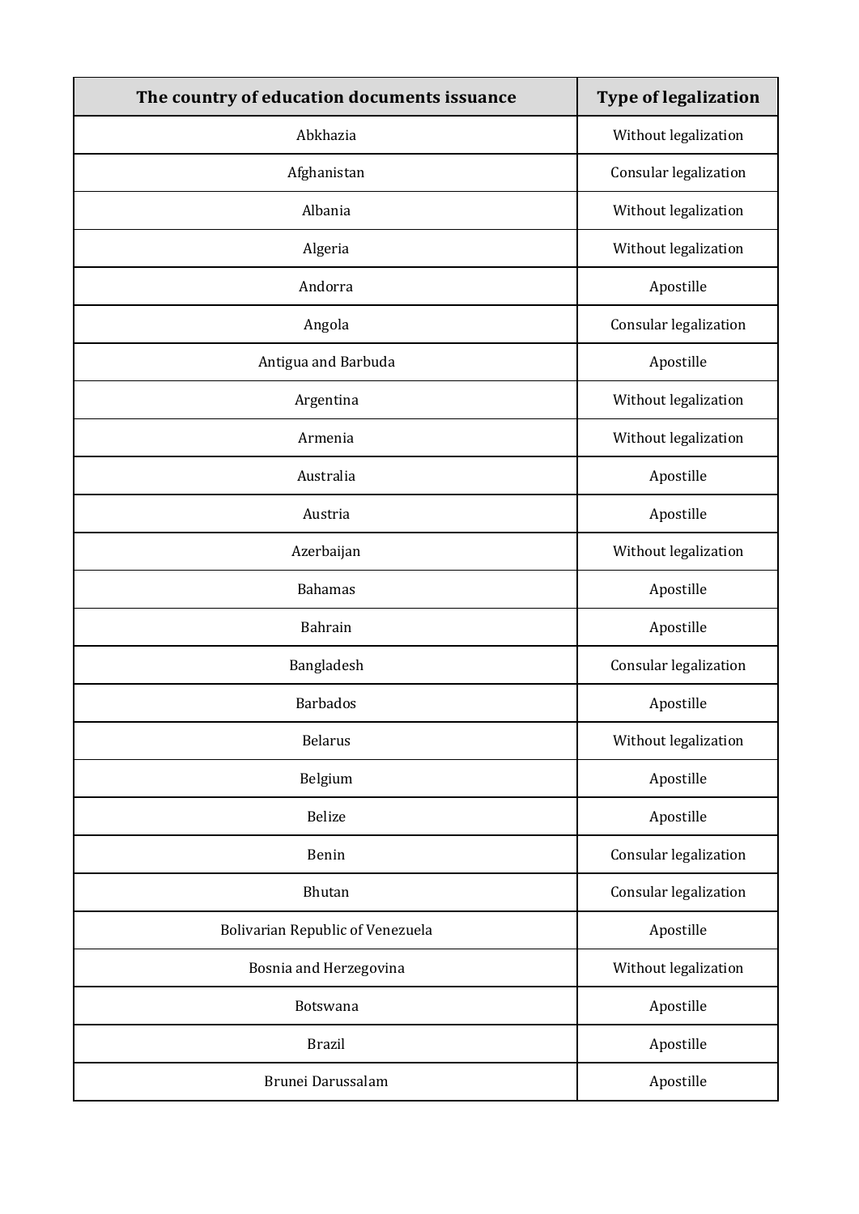| The country of education documents issuance | Type of legalization |
|---|---|
| Abkhazia | Without legalization |
| Afghanistan | Consular legalization |
| Albania | Without legalization |
| Algeria | Without legalization |
| Andorra | Apostille |
| Angola | Consular legalization |
| Antigua and Barbuda | Apostille |
| Argentina | Without legalization |
| Armenia | Without legalization |
| Australia | Apostille |
| Austria | Apostille |
| Azerbaijan | Without legalization |
| Bahamas | Apostille |
| Bahrain | Apostille |
| Bangladesh | Consular legalization |
| Barbados | Apostille |
| Belarus | Without legalization |
| Belgium | Apostille |
| Belize | Apostille |
| Benin | Consular legalization |
| Bhutan | Consular legalization |
| Bolivarian Republic of Venezuela | Apostille |
| Bosnia and Herzegovina | Without legalization |
| Botswana | Apostille |
| Brazil | Apostille |
| Brunei Darussalam | Apostille |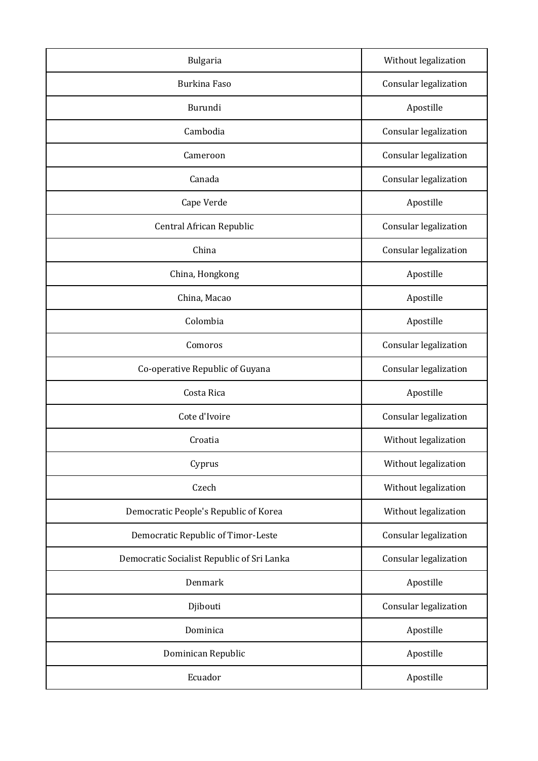| Bulgaria | Without legalization |
|---|---|
| Burkina Faso | Consular legalization |
| Burundi | Apostille |
| Cambodia | Consular legalization |
| Cameroon | Consular legalization |
| Canada | Consular legalization |
| Cape Verde | Apostille |
| Central African Republic | Consular legalization |
| China | Consular legalization |
| China, Hongkong | Apostille |
| China, Macao | Apostille |
| Colombia | Apostille |
| Comoros | Consular legalization |
| Co-operative Republic of Guyana | Consular legalization |
| Costa Rica | Apostille |
| Cote d'Ivoire | Consular legalization |
| Croatia | Without legalization |
| Cyprus | Without legalization |
| Czech | Without legalization |
| Democratic People's Republic of Korea | Without legalization |
| Democratic Republic of Timor-Leste | Consular legalization |
| Democratic Socialist Republic of Sri Lanka | Consular legalization |
| Denmark | Apostille |
| Djibouti | Consular legalization |
| Dominica | Apostille |
| Dominican Republic | Apostille |
| Ecuador | Apostille |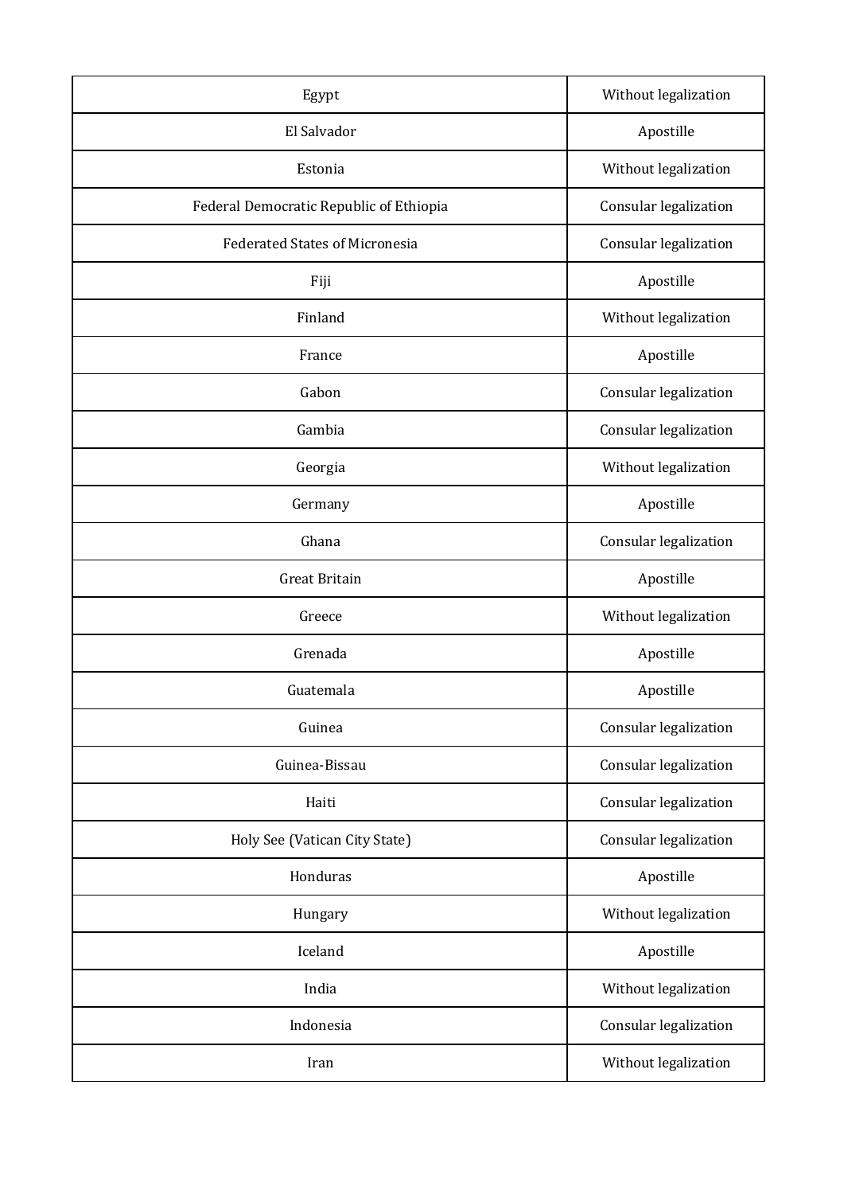| Egypt | Without legalization |
|---|---|
| El Salvador | Apostille |
| Estonia | Without legalization |
| Federal Democratic Republic of Ethiopia | Consular legalization |
| Federated States of Micronesia | Consular legalization |
| Fiji | Apostille |
| Finland | Without legalization |
| France | Apostille |
| Gabon | Consular legalization |
| Gambia | Consular legalization |
| Georgia | Without legalization |
| Germany | Apostille |
| Ghana | Consular legalization |
| Great Britain | Apostille |
| Greece | Without legalization |
| Grenada | Apostille |
| Guatemala | Apostille |
| Guinea | Consular legalization |
| Guinea-Bissau | Consular legalization |
| Haiti | Consular legalization |
| Holy See (Vatican City State) | Consular legalization |
| Honduras | Apostille |
| Hungary | Without legalization |
| Iceland | Apostille |
| India | Without legalization |
| Indonesia | Consular legalization |
| Iran | Without legalization |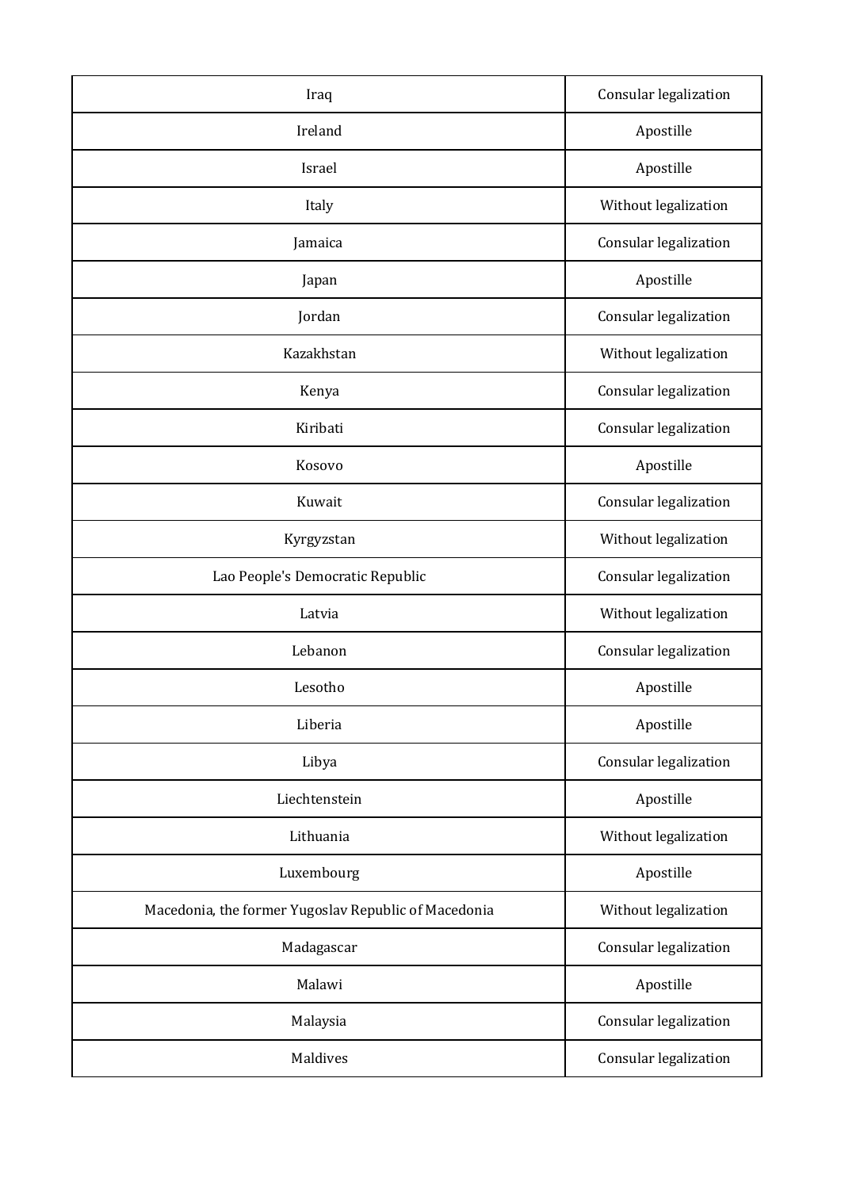| Iraq | Consular legalization |
|---|---|
| Ireland | Apostille |
| Israel | Apostille |
| Italy | Without legalization |
| Jamaica | Consular legalization |
| Japan | Apostille |
| Jordan | Consular legalization |
| Kazakhstan | Without legalization |
| Kenya | Consular legalization |
| Kiribati | Consular legalization |
| Kosovo | Apostille |
| Kuwait | Consular legalization |
| Kyrgyzstan | Without legalization |
| Lao People's Democratic Republic | Consular legalization |
| Latvia | Without legalization |
| Lebanon | Consular legalization |
| Lesotho | Apostille |
| Liberia | Apostille |
| Libya | Consular legalization |
| Liechtenstein | Apostille |
| Lithuania | Without legalization |
| Luxembourg | Apostille |
| Macedonia, the former Yugoslav Republic of Macedonia | Without legalization |
| Madagascar | Consular legalization |
| Malawi | Apostille |
| Malaysia | Consular legalization |
| Maldives | Consular legalization |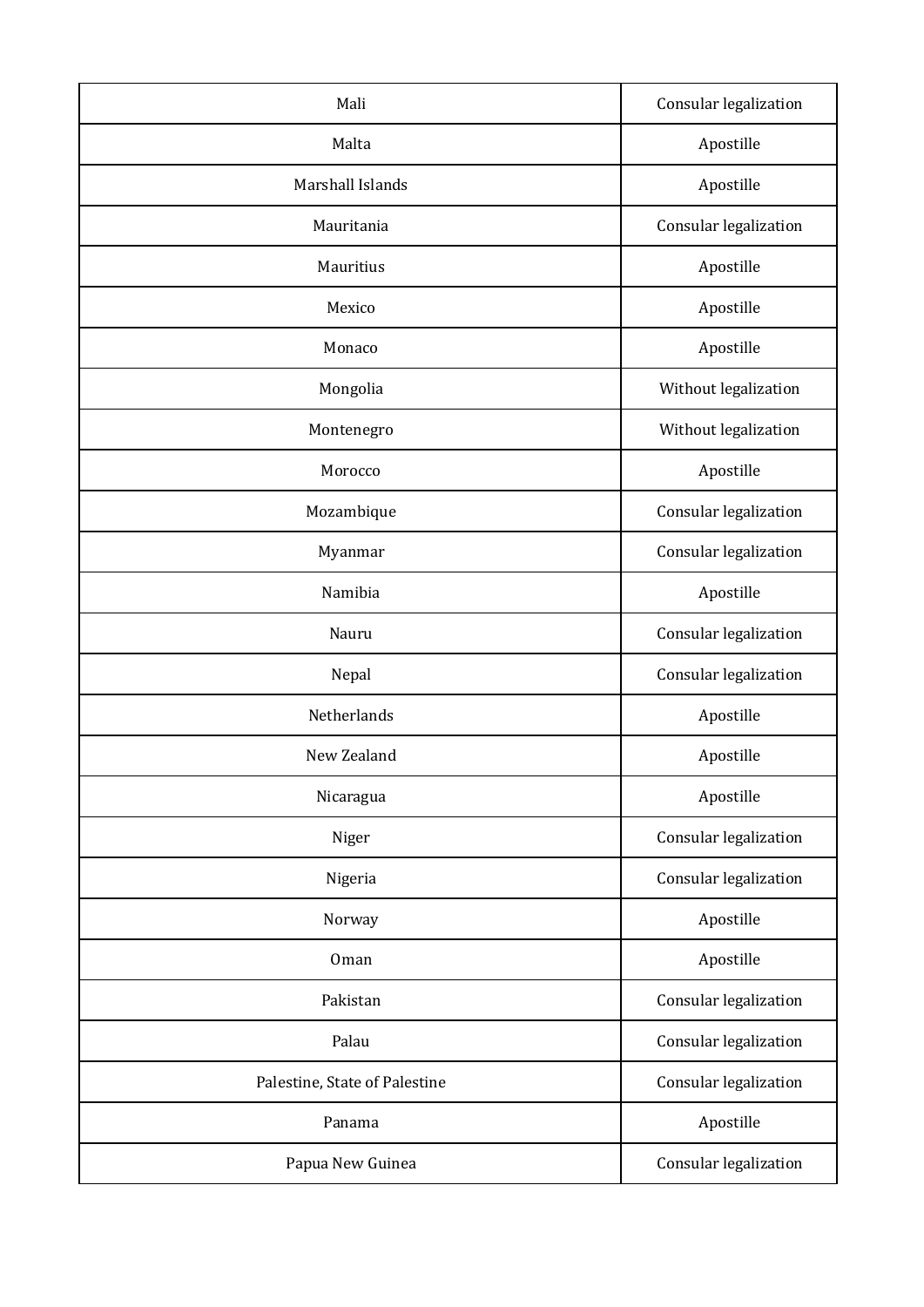| Mali | Consular legalization |
|---|---|
| Malta | Apostille |
| Marshall Islands | Apostille |
| Mauritania | Consular legalization |
| Mauritius | Apostille |
| Mexico | Apostille |
| Monaco | Apostille |
| Mongolia | Without legalization |
| Montenegro | Without legalization |
| Morocco | Apostille |
| Mozambique | Consular legalization |
| Myanmar | Consular legalization |
| Namibia | Apostille |
| Nauru | Consular legalization |
| Nepal | Consular legalization |
| Netherlands | Apostille |
| New Zealand | Apostille |
| Nicaragua | Apostille |
| Niger | Consular legalization |
| Nigeria | Consular legalization |
| Norway | Apostille |
| Oman | Apostille |
| Pakistan | Consular legalization |
| Palau | Consular legalization |
| Palestine, State of Palestine | Consular legalization |
| Panama | Apostille |
| Papua New Guinea | Consular legalization |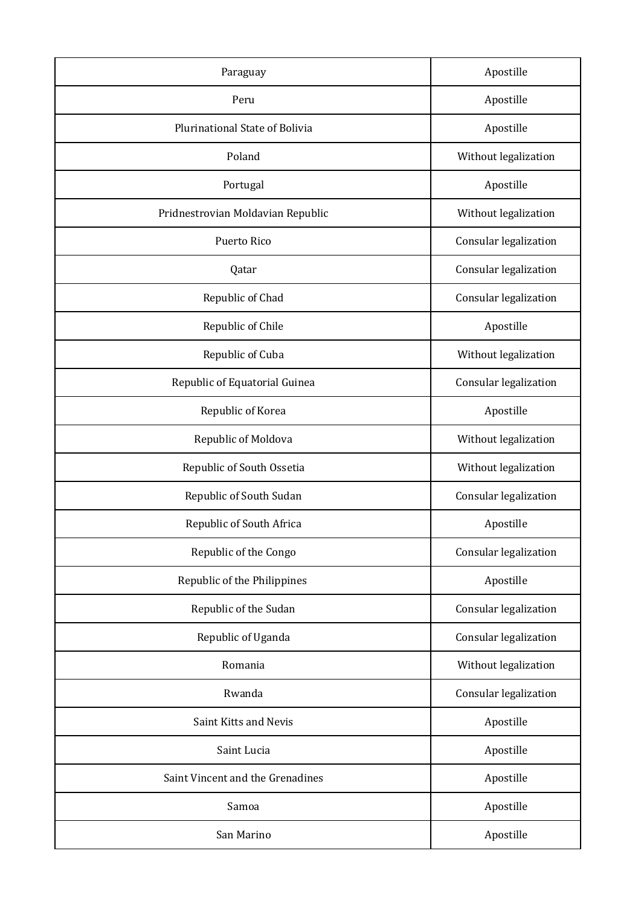| | |
|---|---|
| Paraguay | Apostille |
| Peru | Apostille |
| Plurinational State of Bolivia | Apostille |
| Poland | Without legalization |
| Portugal | Apostille |
| Pridnestrovian Moldavian Republic | Without legalization |
| Puerto Rico | Consular legalization |
| Qatar | Consular legalization |
| Republic of Chad | Consular legalization |
| Republic of Chile | Apostille |
| Republic of Cuba | Without legalization |
| Republic of Equatorial Guinea | Consular legalization |
| Republic of Korea | Apostille |
| Republic of Moldova | Without legalization |
| Republic of South Ossetia | Without legalization |
| Republic of South Sudan | Consular legalization |
| Republic of South Africa | Apostille |
| Republic of the Congo | Consular legalization |
| Republic of the Philippines | Apostille |
| Republic of the Sudan | Consular legalization |
| Republic of Uganda | Consular legalization |
| Romania | Without legalization |
| Rwanda | Consular legalization |
| Saint Kitts and Nevis | Apostille |
| Saint Lucia | Apostille |
| Saint Vincent and the Grenadines | Apostille |
| Samoa | Apostille |
| San Marino | Apostille |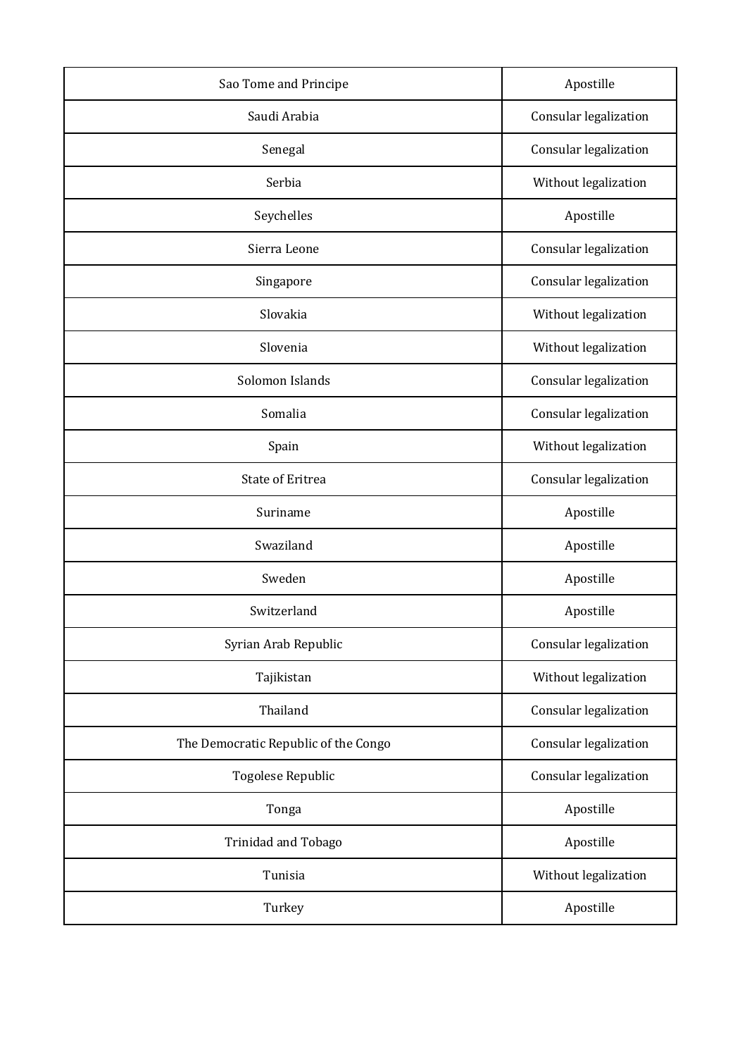| Sao Tome and Principe | Apostille |
|---|---|
| Saudi Arabia | Consular legalization |
| Senegal | Consular legalization |
| Serbia | Without legalization |
| Seychelles | Apostille |
| Sierra Leone | Consular legalization |
| Singapore | Consular legalization |
| Slovakia | Without legalization |
| Slovenia | Without legalization |
| Solomon Islands | Consular legalization |
| Somalia | Consular legalization |
| Spain | Without legalization |
| State of Eritrea | Consular legalization |
| Suriname | Apostille |
| Swaziland | Apostille |
| Sweden | Apostille |
| Switzerland | Apostille |
| Syrian Arab Republic | Consular legalization |
| Tajikistan | Without legalization |
| Thailand | Consular legalization |
| The Democratic Republic of the Congo | Consular legalization |
| Togolese Republic | Consular legalization |
| Tonga | Apostille |
| Trinidad and Tobago | Apostille |
| Tunisia | Without legalization |
| Turkey | Apostille |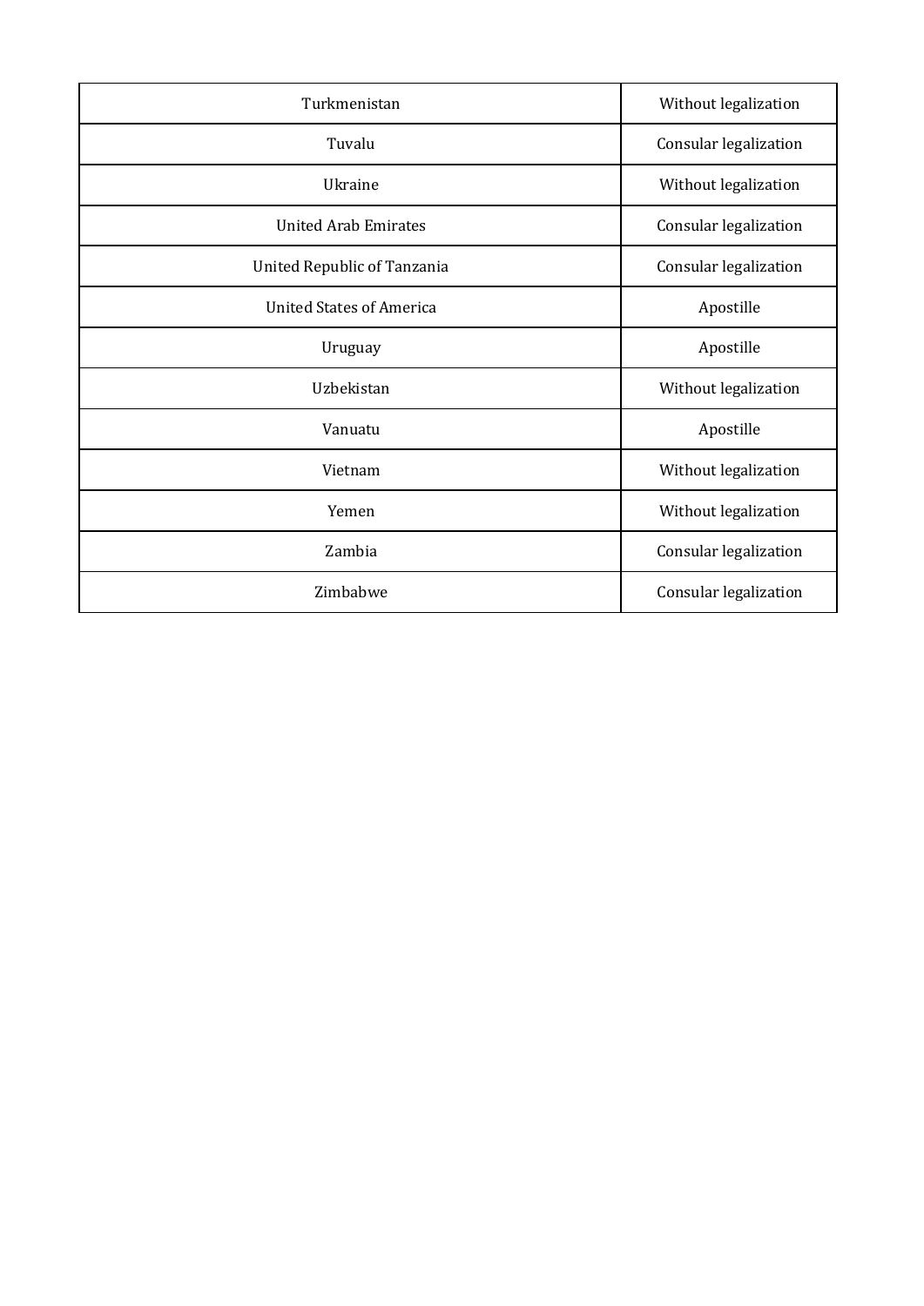| | |
|---|---|
| Turkmenistan | Without legalization |
| Tuvalu | Consular legalization |
| Ukraine | Without legalization |
| United Arab Emirates | Consular legalization |
| United Republic of Tanzania | Consular legalization |
| United States of America | Apostille |
| Uruguay | Apostille |
| Uzbekistan | Without legalization |
| Vanuatu | Apostille |
| Vietnam | Without legalization |
| Yemen | Without legalization |
| Zambia | Consular legalization |
| Zimbabwe | Consular legalization |